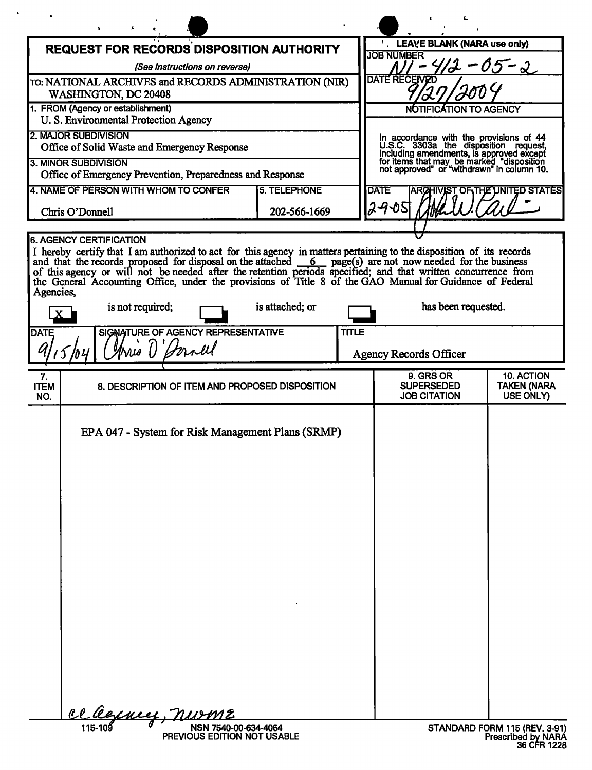# REQUEST FOR RECORDS DISPOSITION AUTHORITY

*(See Instructions on reverse)*

TO: NATIONAL ARCHIVES and RECORDS ADMINISTRATION (NIR)
WASHINGTON, DC 20408

**LEAVE BLANK (NARA use only)**

JOB NUMBER: N1-412-05-2

DATE RECEIVED: 9/27/2004

**NOTIFICATION TO AGENCY**

In accordance with the provisions of 44 U.S.C. 3303a the disposition request, including amendments, is approved except for items that may be marked "disposition not approved" or "withdrawn" in column 10.

DATE: 2-9-05

ARCHIVIST OF THE UNITED STATES: [signature]

1. FROM (Agency or establishment)
U. S. Environmental Protection Agency

2. MAJOR SUBDIVISION
Office of Solid Waste and Emergency Response

3. MINOR SUBDIVISION
Office of Emergency Prevention, Preparedness and Response

| 4. NAME OF PERSON WITH WHOM TO CONFER | 5. TELEPHONE |
|---|---|
| Chris O'Donnell | 202-566-1669 |

**6. AGENCY CERTIFICATION**

I hereby certify that I am authorized to act for this agency in matters pertaining to the disposition of its records and that the records proposed for disposal on the attached 6 page(s) are not now needed for the business of this agency or will not be needed after the retention periods specified; and that written concurrence from the General Accounting Office, under the provisions of Title 8 of the GAO Manual for Guidance of Federal Agencies,

[X] is not required; [ ] is attached; or [ ] has been requested.

| DATE | SIGNATURE OF AGENCY REPRESENTATIVE | TITLE |
|---|---|---|
| 9/15/04 | Chris O'Donnell | Agency Records Officer |

| 7. ITEM NO. | 8. DESCRIPTION OF ITEM AND PROPOSED DISPOSITION | 9. GRS OR SUPERSEDED JOB CITATION | 10. ACTION TAKEN (NARA USE ONLY) |
|---|---|---|---|
| | EPA 047 - System for Risk Management Plans (SRMP) | | |

cc Agency, NWME

115-109 NSN 7540-00-634-4064
PREVIOUS EDITION NOT USABLE

STANDARD FORM 115 (REV. 3-91)
Prescribed by NARA
36 CFR 1228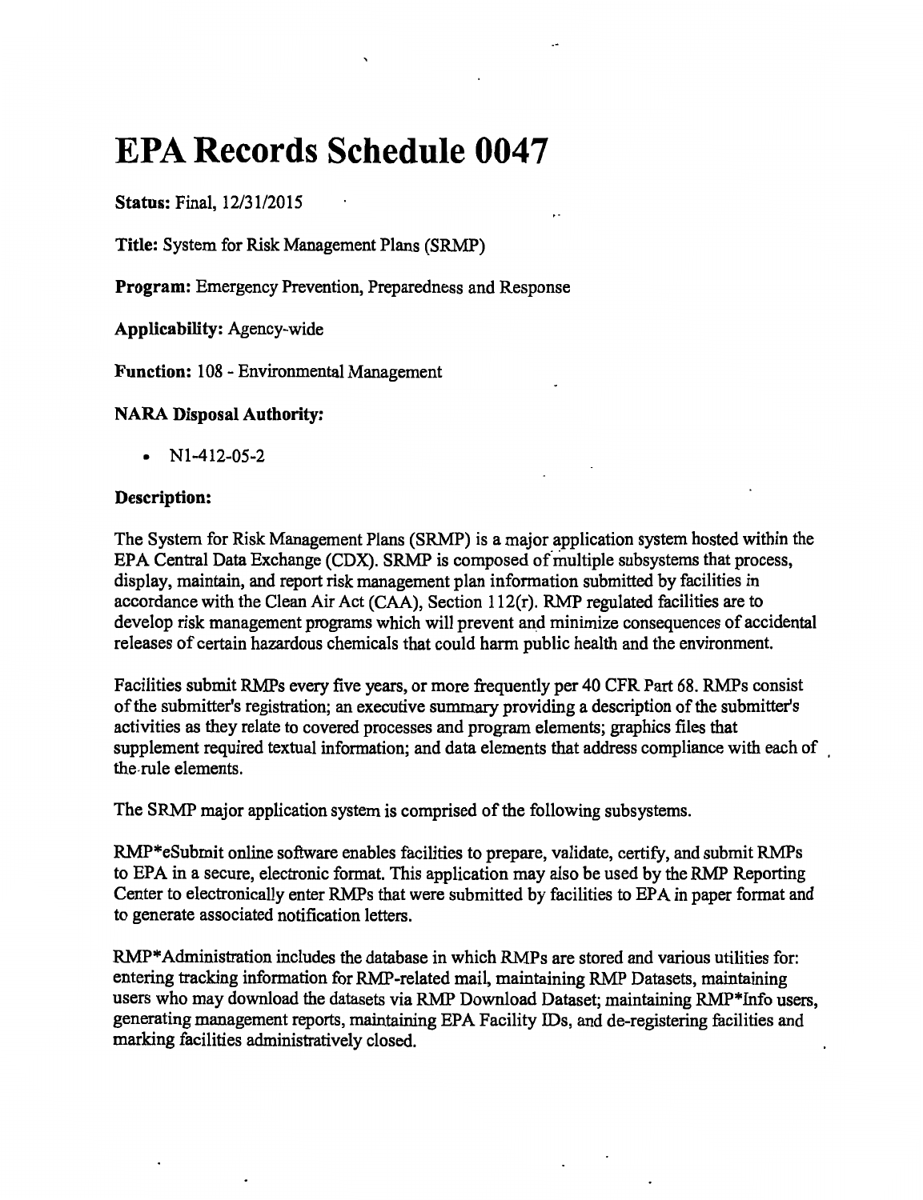# EPA Records Schedule 0047

**Status:** Final, 12/31/2015

**Title:** System for Risk Management Plans (SRMP)

**Program:** Emergency Prevention, Preparedness and Response

**Applicability:** Agency-wide

**Function:** 108 - Environmental Management

**NARA Disposal Authority:**

- N1-412-05-2

**Description:**

The System for Risk Management Plans (SRMP) is a major application system hosted within the EPA Central Data Exchange (CDX). SRMP is composed of multiple subsystems that process, display, maintain, and report risk management plan information submitted by facilities in accordance with the Clean Air Act (CAA), Section 112(r). RMP regulated facilities are to develop risk management programs which will prevent and minimize consequences of accidental releases of certain hazardous chemicals that could harm public health and the environment.

Facilities submit RMPs every five years, or more frequently per 40 CFR Part 68. RMPs consist of the submitter's registration; an executive summary providing a description of the submitter's activities as they relate to covered processes and program elements; graphics files that supplement required textual information; and data elements that address compliance with each of the rule elements.

The SRMP major application system is comprised of the following subsystems.

RMP*eSubmit online software enables facilities to prepare, validate, certify, and submit RMPs to EPA in a secure, electronic format. This application may also be used by the RMP Reporting Center to electronically enter RMPs that were submitted by facilities to EPA in paper format and to generate associated notification letters.

RMP*Administration includes the database in which RMPs are stored and various utilities for: entering tracking information for RMP-related mail, maintaining RMP Datasets, maintaining users who may download the datasets via RMP Download Dataset; maintaining RMP*Info users, generating management reports, maintaining EPA Facility IDs, and de-registering facilities and marking facilities administratively closed.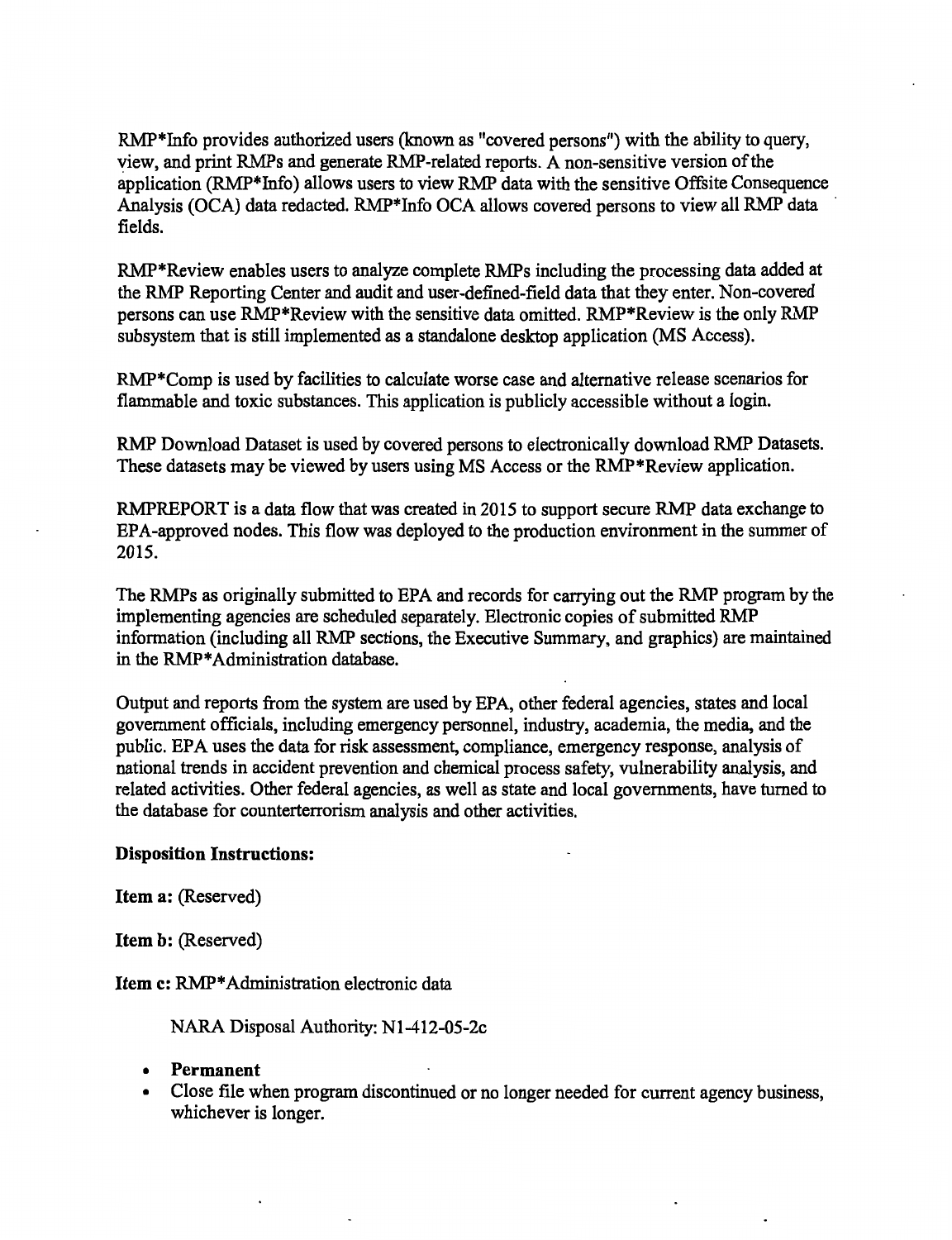RMP*Info provides authorized users (known as "covered persons") with the ability to query, view, and print RMPs and generate RMP-related reports. A non-sensitive version of the application (RMP*Info) allows users to view RMP data with the sensitive Offsite Consequence Analysis (OCA) data redacted. RMP*Info OCA allows covered persons to view all RMP data fields.

RMP*Review enables users to analyze complete RMPs including the processing data added at the RMP Reporting Center and audit and user-defined-field data that they enter. Non-covered persons can use RMP*Review with the sensitive data omitted. RMP*Review is the only RMP subsystem that is still implemented as a standalone desktop application (MS Access).

RMP*Comp is used by facilities to calculate worse case and alternative release scenarios for flammable and toxic substances. This application is publicly accessible without a login.

RMP Download Dataset is used by covered persons to electronically download RMP Datasets. These datasets may be viewed by users using MS Access or the RMP*Review application.

RMPREPORT is a data flow that was created in 2015 to support secure RMP data exchange to EPA-approved nodes. This flow was deployed to the production environment in the summer of 2015.

The RMPs as originally submitted to EPA and records for carrying out the RMP program by the implementing agencies are scheduled separately. Electronic copies of submitted RMP information (including all RMP sections, the Executive Summary, and graphics) are maintained in the RMP*Administration database.

Output and reports from the system are used by EPA, other federal agencies, states and local government officials, including emergency personnel, industry, academia, the media, and the public. EPA uses the data for risk assessment, compliance, emergency response, analysis of national trends in accident prevention and chemical process safety, vulnerability analysis, and related activities. Other federal agencies, as well as state and local governments, have turned to the database for counterterrorism analysis and other activities.

**Disposition Instructions:**

**Item a:** (Reserved)

**Item b:** (Reserved)

**Item c:** RMP*Administration electronic data

NARA Disposal Authority: N1-412-05-2c

- **Permanent**
- Close file when program discontinued or no longer needed for current agency business, whichever is longer.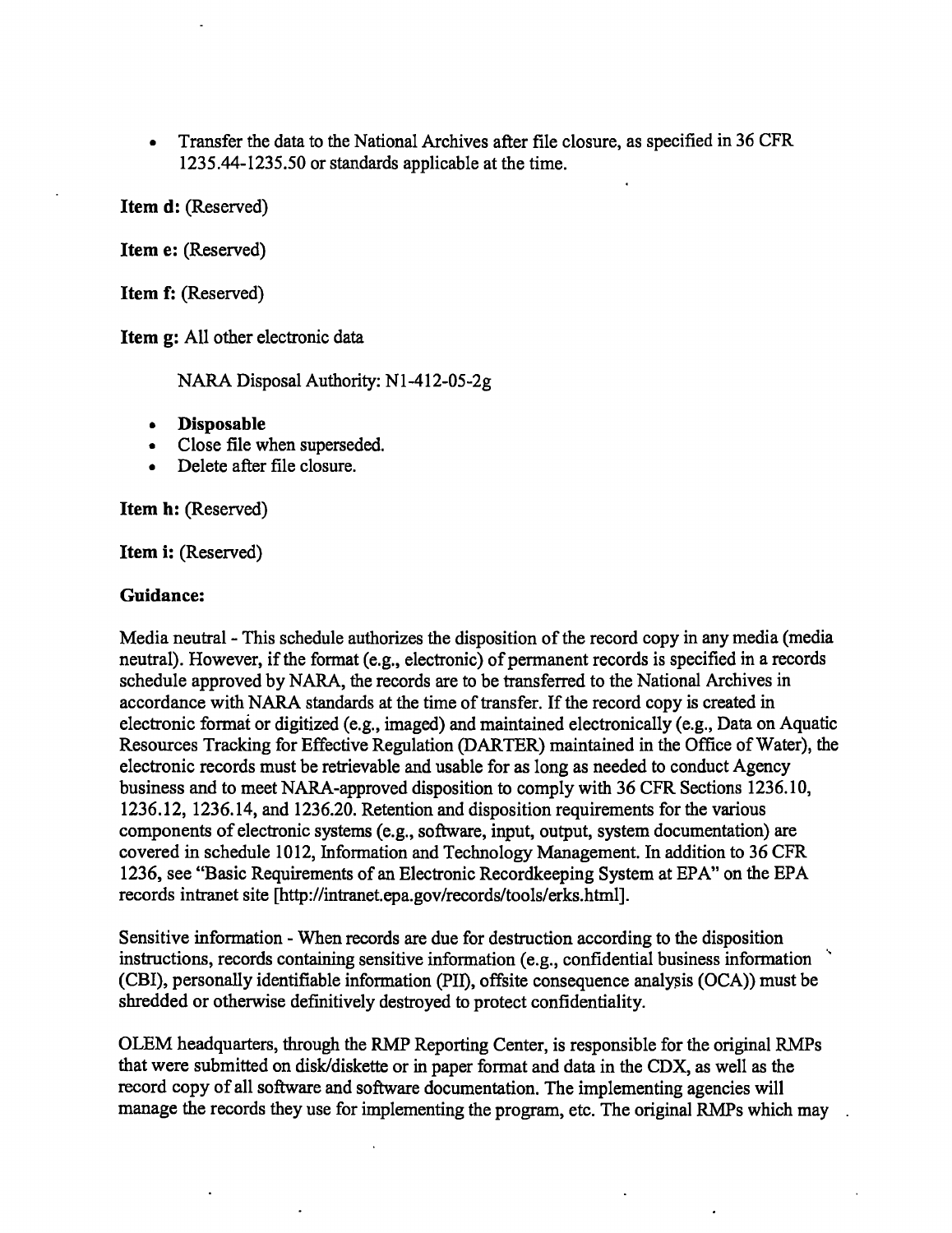- Transfer the data to the National Archives after file closure, as specified in 36 CFR 1235.44-1235.50 or standards applicable at the time.

**Item d:** (Reserved)

**Item e:** (Reserved)

**Item f:** (Reserved)

**Item g:** All other electronic data

NARA Disposal Authority: N1-412-05-2g

- **Disposable**
- Close file when superseded.
- Delete after file closure.

**Item h:** (Reserved)

**Item i:** (Reserved)

**Guidance:**

Media neutral - This schedule authorizes the disposition of the record copy in any media (media neutral). However, if the format (e.g., electronic) of permanent records is specified in a records schedule approved by NARA, the records are to be transferred to the National Archives in accordance with NARA standards at the time of transfer. If the record copy is created in electronic format or digitized (e.g., imaged) and maintained electronically (e.g., Data on Aquatic Resources Tracking for Effective Regulation (DARTER) maintained in the Office of Water), the electronic records must be retrievable and usable for as long as needed to conduct Agency business and to meet NARA-approved disposition to comply with 36 CFR Sections 1236.10, 1236.12, 1236.14, and 1236.20. Retention and disposition requirements for the various components of electronic systems (e.g., software, input, output, system documentation) are covered in schedule 1012, Information and Technology Management. In addition to 36 CFR 1236, see "Basic Requirements of an Electronic Recordkeeping System at EPA" on the EPA records intranet site [http://intranet.epa.gov/records/tools/erks.html].

Sensitive information - When records are due for destruction according to the disposition instructions, records containing sensitive information (e.g., confidential business information (CBI), personally identifiable information (PII), offsite consequence analysis (OCA)) must be shredded or otherwise definitively destroyed to protect confidentiality.

OLEM headquarters, through the RMP Reporting Center, is responsible for the original RMPs that were submitted on disk/diskette or in paper format and data in the CDX, as well as the record copy of all software and software documentation. The implementing agencies will manage the records they use for implementing the program, etc. The original RMPs which may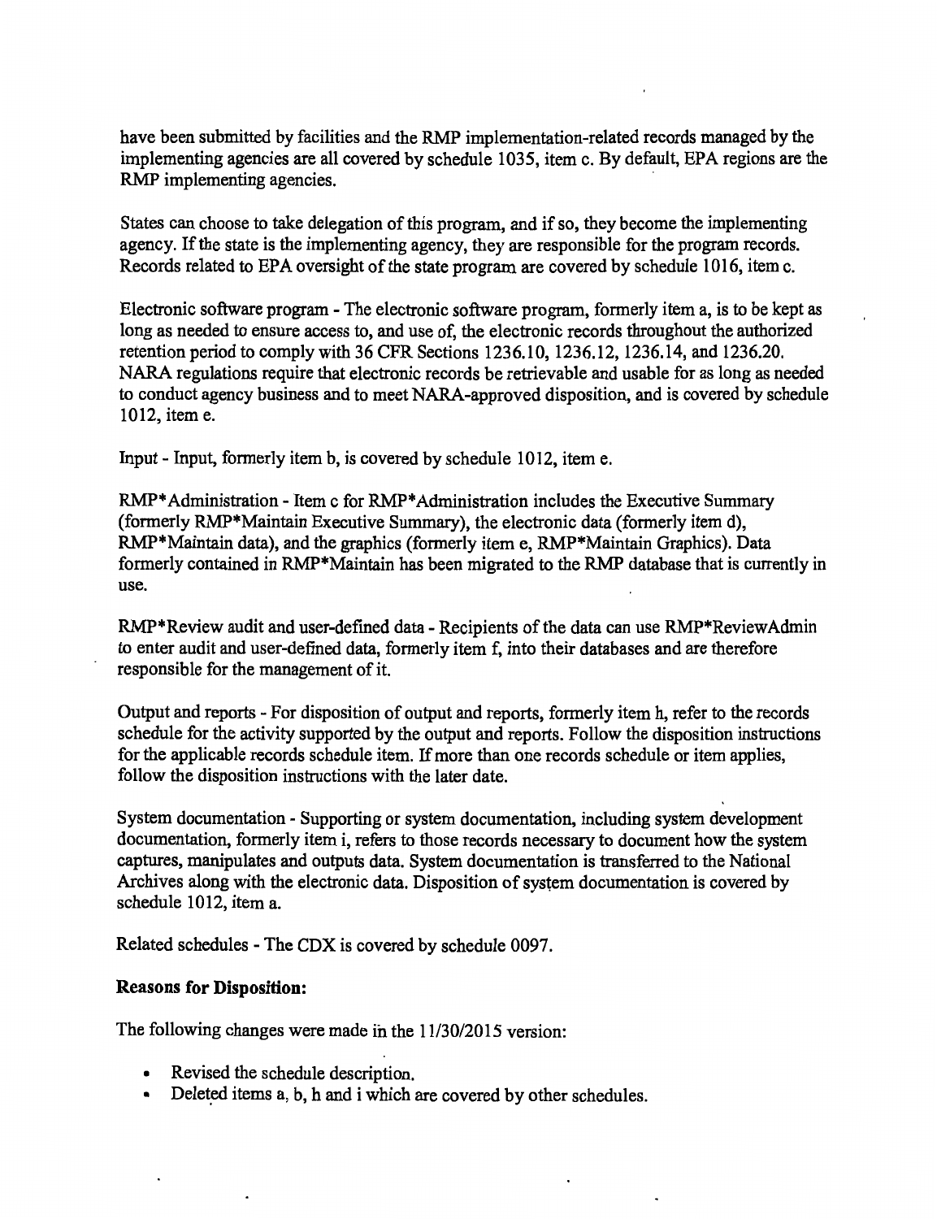have been submitted by facilities and the RMP implementation-related records managed by the implementing agencies are all covered by schedule 1035, item c. By default, EPA regions are the RMP implementing agencies.

States can choose to take delegation of this program, and if so, they become the implementing agency. If the state is the implementing agency, they are responsible for the program records. Records related to EPA oversight of the state program are covered by schedule 1016, item c.

Electronic software program - The electronic software program, formerly item a, is to be kept as long as needed to ensure access to, and use of, the electronic records throughout the authorized retention period to comply with 36 CFR Sections 1236.10, 1236.12, 1236.14, and 1236.20. NARA regulations require that electronic records be retrievable and usable for as long as needed to conduct agency business and to meet NARA-approved disposition, and is covered by schedule 1012, item e.

Input - Input, formerly item b, is covered by schedule 1012, item e.

RMP*Administration - Item c for RMP*Administration includes the Executive Summary (formerly RMP*Maintain Executive Summary), the electronic data (formerly item d), RMP*Maintain data), and the graphics (formerly item e, RMP*Maintain Graphics). Data formerly contained in RMP*Maintain has been migrated to the RMP database that is currently in use.

RMP*Review audit and user-defined data - Recipients of the data can use RMP*ReviewAdmin to enter audit and user-defined data, formerly item f, into their databases and are therefore responsible for the management of it.

Output and reports - For disposition of output and reports, formerly item h, refer to the records schedule for the activity supported by the output and reports. Follow the disposition instructions for the applicable records schedule item. If more than one records schedule or item applies, follow the disposition instructions with the later date.

System documentation - Supporting or system documentation, including system development documentation, formerly item i, refers to those records necessary to document how the system captures, manipulates and outputs data. System documentation is transferred to the National Archives along with the electronic data. Disposition of system documentation is covered by schedule 1012, item a.

Related schedules - The CDX is covered by schedule 0097.

**Reasons for Disposition:**

The following changes were made in the 11/30/2015 version:

- Revised the schedule description.
- Deleted items a, b, h and i which are covered by other schedules.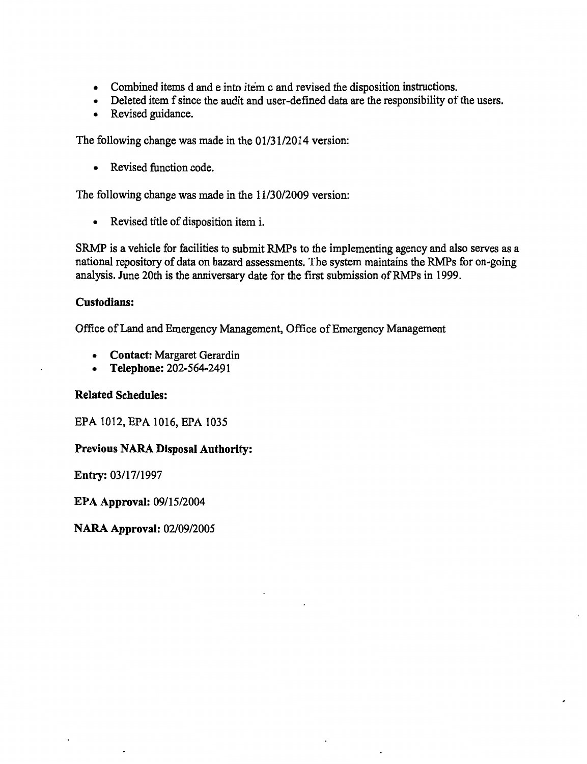- Combined items d and e into item c and revised the disposition instructions.
- Deleted item f since the audit and user-defined data are the responsibility of the users.
- Revised guidance.

The following change was made in the 01/31/2014 version:

- Revised function code.

The following change was made in the 11/30/2009 version:

- Revised title of disposition item i.

SRMP is a vehicle for facilities to submit RMPs to the implementing agency and also serves as a national repository of data on hazard assessments. The system maintains the RMPs for on-going analysis. June 20th is the anniversary date for the first submission of RMPs in 1999.

**Custodians:**

Office of Land and Emergency Management, Office of Emergency Management

- **Contact:** Margaret Gerardin
- **Telephone:** 202-564-2491

**Related Schedules:**

EPA 1012, EPA 1016, EPA 1035

**Previous NARA Disposal Authority:**

**Entry:** 03/17/1997

**EPA Approval:** 09/15/2004

**NARA Approval:** 02/09/2005